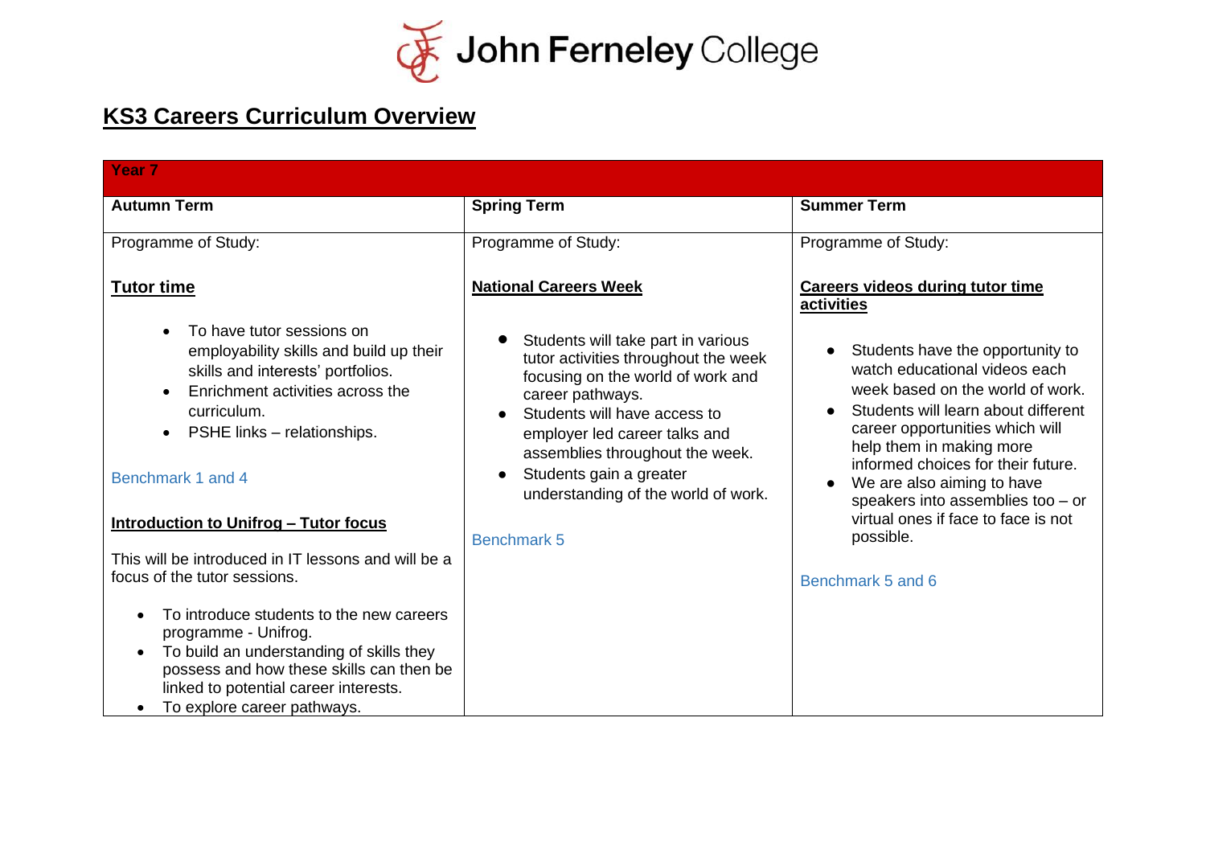John Ferneley College

# KS3 Careers Curriculum Overview

| Year 7 | | |
|---|---|---|
| **Autumn Term** | **Spring Term** | **Summer Term** |
| Programme of Study:<br><br>**Tutor time**<br><br>• To have tutor sessions on employability skills and build up their skills and interests' portfolios.<br>• Enrichment activities across the curriculum.<br>• PSHE links – relationships.<br><br>Benchmark 1 and 4<br><br>**Introduction to Unifrog – Tutor focus**<br><br>This will be introduced in IT lessons and will be a focus of the tutor sessions.<br><br>• To introduce students to the new careers programme - Unifrog.<br>• To build an understanding of skills they possess and how these skills can then be linked to potential career interests.<br>• To explore career pathways. | Programme of Study:<br><br>**National Careers Week**<br><br>• Students will take part in various tutor activities throughout the week focusing on the world of work and career pathways.<br>• Students will have access to employer led career talks and assemblies throughout the week.<br>• Students gain a greater understanding of the world of work.<br><br>Benchmark 5 | Programme of Study:<br><br>**Careers videos during tutor time activities**<br><br>• Students have the opportunity to watch educational videos each week based on the world of work.<br>• Students will learn about different career opportunities which will help them in making more informed choices for their future.<br>• We are also aiming to have speakers into assemblies too – or virtual ones if face to face is not possible.<br><br>Benchmark 5 and 6 |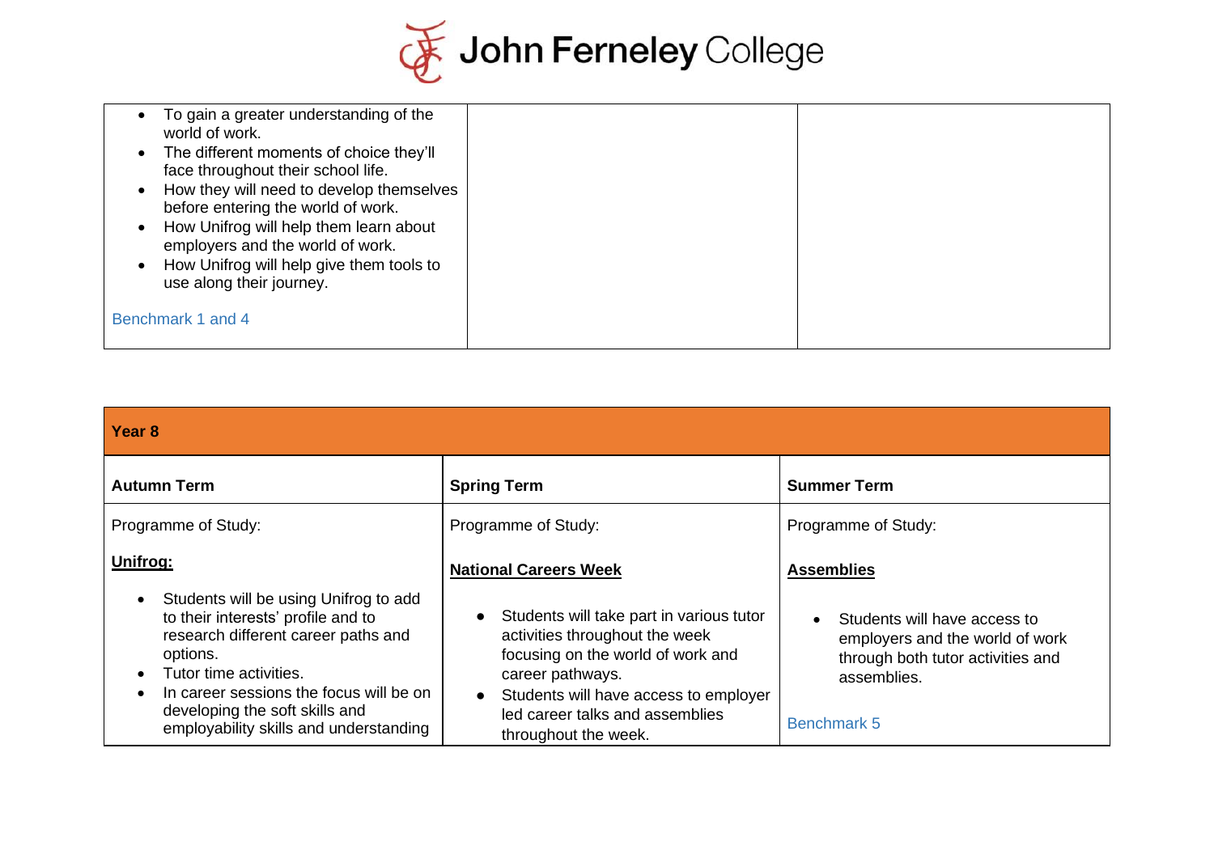| | | |
|---|---|---|
| <ul><li>To gain a greater understanding of the world of work.</li><li>The different moments of choice they'll face throughout their school life.</li><li>How they will need to develop themselves before entering the world of work.</li><li>How Unifrog will help them learn about employers and the world of work.</li><li>How Unifrog will help give them tools to use along their journey.</li></ul>Benchmark 1 and 4 | | |

| Year 8 | | |
|---|---|---|
| **Autumn Term** | **Spring Term** | **Summer Term** |
| Programme of Study:<br><br>**Unifrog:**<ul><li>Students will be using Unifrog to add to their interests' profile and to research different career paths and options.</li><li>Tutor time activities.</li><li>In career sessions the focus will be on developing the soft skills and employability skills and understanding</li></ul> | Programme of Study:<br><br>**National Careers Week**<ul><li>Students will take part in various tutor activities throughout the week focusing on the world of work and career pathways.</li><li>Students will have access to employer led career talks and assemblies throughout the week.</li></ul> | Programme of Study:<br><br>**Assemblies**<ul><li>Students will have access to employers and the world of work through both tutor activities and assemblies.</li></ul>Benchmark 5 |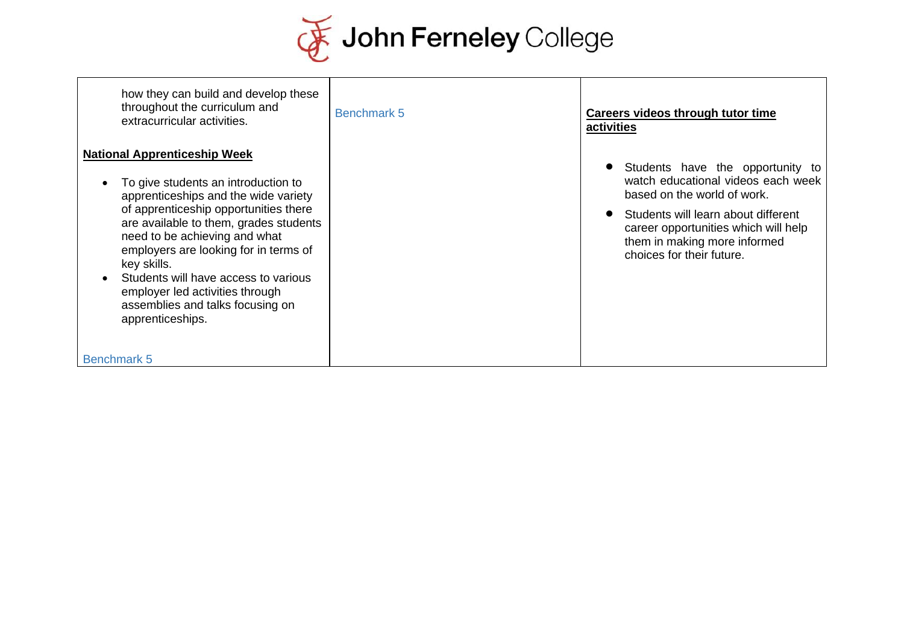| | | |
|---|---|---|
| how they can build and develop these throughout the curriculum and extracurricular activities.<br><br>**National Apprenticeship Week**<br><br>• To give students an introduction to apprenticeships and the wide variety of apprenticeship opportunities there are available to them, grades students need to be achieving and what employers are looking for in terms of key skills.<br>• Students will have access to various employer led activities through assemblies and talks focusing on apprenticeships.<br><br>Benchmark 5 | Benchmark 5 | **Careers videos through tutor time activities**<br><br>• Students have the opportunity to watch educational videos each week based on the world of work.<br>• Students will learn about different career opportunities which will help them in making more informed choices for their future. |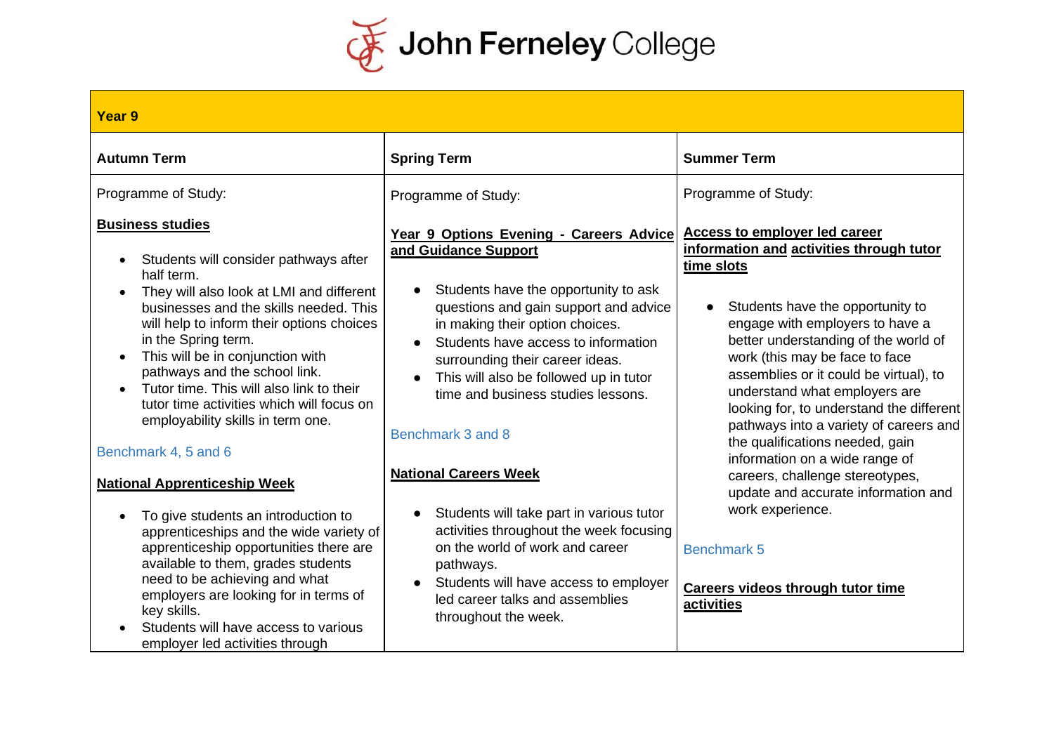# John Ferneley College

| Year 9 | | |
|---|---|---|
| **Autumn Term** | **Spring Term** | **Summer Term** |
| Programme of Study:<br><br>**Business studies**<br><br>• Students will consider pathways after half term.<br>• They will also look at LMI and different businesses and the skills needed. This will help to inform their options choices in the Spring term.<br>• This will be in conjunction with pathways and the school link.<br>• Tutor time. This will also link to their tutor time activities which will focus on employability skills in term one.<br><br>Benchmark 4, 5 and 6<br><br>**National Apprenticeship Week**<br><br>• To give students an introduction to apprenticeships and the wide variety of apprenticeship opportunities there are available to them, grades students need to be achieving and what employers are looking for in terms of key skills.<br>• Students will have access to various employer led activities through | Programme of Study:<br><br>**Year 9 Options Evening - Careers Advice and Guidance Support**<br><br>• Students have the opportunity to ask questions and gain support and advice in making their option choices.<br>• Students have access to information surrounding their career ideas.<br>• This will also be followed up in tutor time and business studies lessons.<br><br>Benchmark 3 and 8<br><br>**National Careers Week**<br><br>• Students will take part in various tutor activities throughout the week focusing on the world of work and career pathways.<br>• Students will have access to employer led career talks and assemblies throughout the week. | Programme of Study:<br><br>**Access to employer led career information and activities through tutor time slots**<br><br>• Students have the opportunity to engage with employers to have a better understanding of the world of work (this may be face to face assemblies or it could be virtual), to understand what employers are looking for, to understand the different pathways into a variety of careers and the qualifications needed, gain information on a wide range of careers, challenge stereotypes, update and accurate information and work experience.<br><br>Benchmark 5<br><br>**Careers videos through tutor time activities** |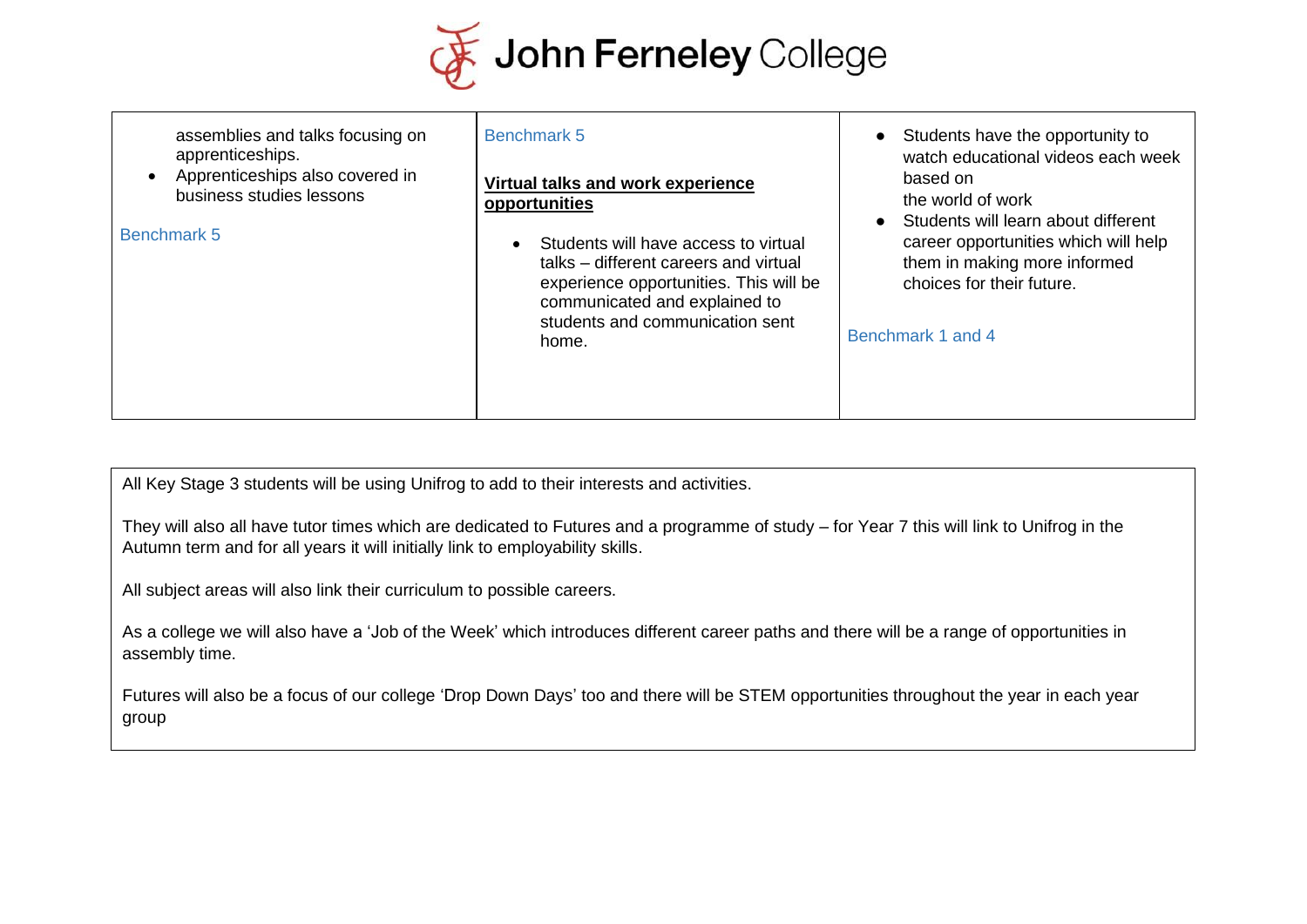| | | |
|---|---|---|
| assemblies and talks focusing on apprenticeships.<br>• Apprenticeships also covered in business studies lessons<br><br>Benchmark 5 | Benchmark 5<br><br>**Virtual talks and work experience opportunities**<br><br>• Students will have access to virtual talks – different careers and virtual experience opportunities. This will be communicated and explained to students and communication sent home. | • Students have the opportunity to watch educational videos each week based on the world of work<br>• Students will learn about different career opportunities which will help them in making more informed choices for their future.<br><br>Benchmark 1 and 4 |

All Key Stage 3 students will be using Unifrog to add to their interests and activities.

They will also all have tutor times which are dedicated to Futures and a programme of study – for Year 7 this will link to Unifrog in the Autumn term and for all years it will initially link to employability skills.

All subject areas will also link their curriculum to possible careers.

As a college we will also have a 'Job of the Week' which introduces different career paths and there will be a range of opportunities in assembly time.

Futures will also be a focus of our college 'Drop Down Days' too and there will be STEM opportunities throughout the year in each year group